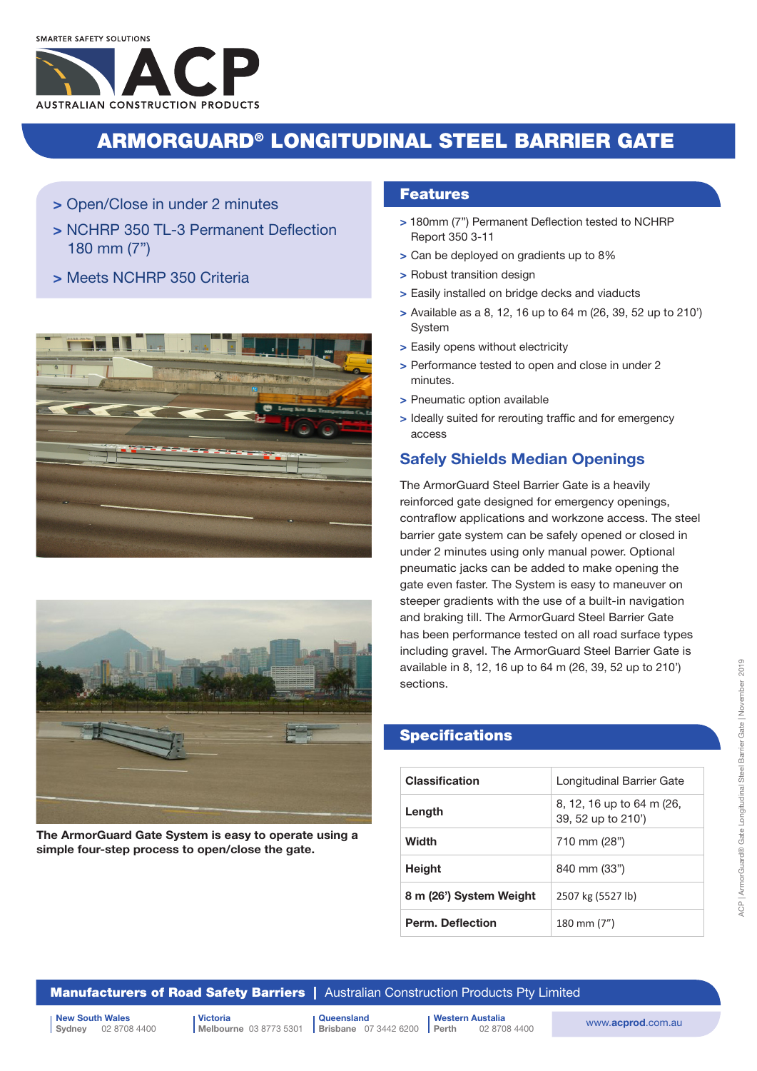SMARTER SAFETY SOLUTIONS

ACP

AUSTRALIAN CONSTRUCTION PRODUCTS

# ARMORGUARD® LONGITUDINAL STEEL BARRIER GATE

> Open/Close in under 2 minutes
> NCHRP 350 TL-3 Permanent Deflection 180 mm (7")
> Meets NCHRP 350 Criteria

The ArmorGuard Gate System is easy to operate using a simple four-step process to open/close the gate.

## Features

- 180mm (7") Permanent Deflection tested to NCHRP Report 350 3-11
- Can be deployed on gradients up to 8%
- Robust transition design
- Easily installed on bridge decks and viaducts
- Available as a 8, 12, 16 up to 64 m (26, 39, 52 up to 210') System
- Easily opens without electricity
- Performance tested to open and close in under 2 minutes.
- Pneumatic option available
- Ideally suited for rerouting traffic and for emergency access

## Safely Shields Median Openings

The ArmorGuard Steel Barrier Gate is a heavily reinforced gate designed for emergency openings, contraflow applications and workzone access. The steel barrier gate system can be safely opened or closed in under 2 minutes using only manual power. Optional pneumatic jacks can be added to make opening the gate even faster. The System is easy to maneuver on steeper gradients with the use of a built-in navigation and braking till. The ArmorGuard Steel Barrier Gate has been performance tested on all road surface types including gravel. The ArmorGuard Steel Barrier Gate is available in 8, 12, 16 up to 64 m (26, 39, 52 up to 210') sections.

## Specifications

| | |
|---|---|
| **Classification** | Longitudinal Barrier Gate |
| **Length** | 8, 12, 16 up to 64 m (26, 39, 52 up to 210') |
| **Width** | 710 mm (28") |
| **Height** | 840 mm (33") |
| **8 m (26') System Weight** | 2507 kg (5527 lb) |
| **Perm. Deflection** | 180 mm (7") |

**Manufacturers of Road Safety Barriers** | Australian Construction Products Pty Limited

**New South Wales** Sydney 02 8708 4400 | **Victoria** Melbourne 03 8773 5301 | **Queensland** Brisbane 07 3442 6200 | **Western Austalia** Perth 02 8708 4400

www.acprod.com.au

ACP | ArmorGuard® Gate Longitudinal Steel Barrier Gate | November 2019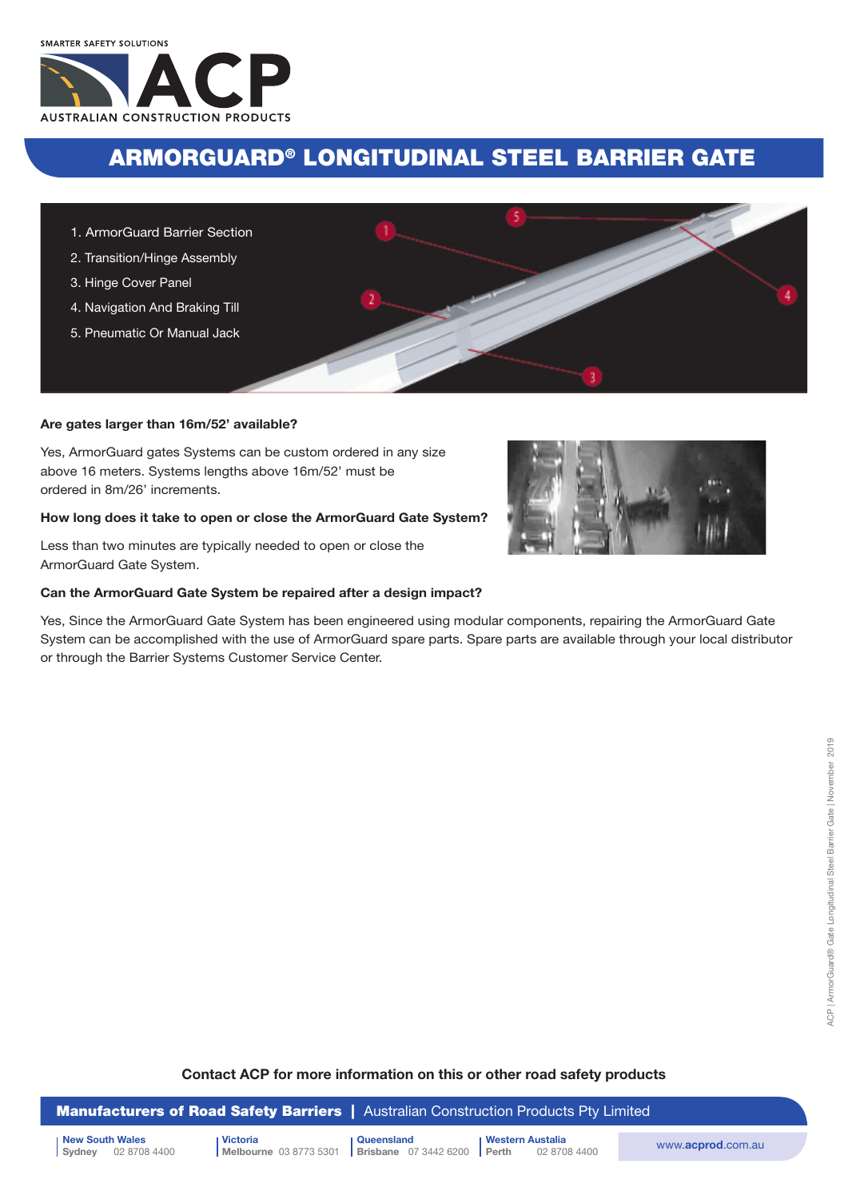# ARMORGUARD® LONGITUDINAL STEEL BARRIER GATE

1. ArmorGuard Barrier Section
2. Transition/Hinge Assembly
3. Hinge Cover Panel
4. Navigation And Braking Till
5. Pneumatic Or Manual Jack

**Are gates larger than 16m/52' available?**

Yes, ArmorGuard gates Systems can be custom ordered in any size above 16 meters. Systems lengths above 16m/52' must be ordered in 8m/26' increments.

**How long does it take to open or close the ArmorGuard Gate System?**

Less than two minutes are typically needed to open or close the ArmorGuard Gate System.

**Can the ArmorGuard Gate System be repaired after a design impact?**

Yes, Since the ArmorGuard Gate System has been engineered using modular components, repairing the ArmorGuard Gate System can be accomplished with the use of ArmorGuard spare parts. Spare parts are available through your local distributor or through the Barrier Systems Customer Service Center.

**Contact ACP for more information on this or other road safety products**

**Manufacturers of Road Safety Barriers** | Australian Construction Products Pty Limited

**New South Wales** Sydney 02 8708 4400
**Victoria** Melbourne 03 8773 5301
**Queensland** Brisbane 07 3442 6200
**Western Austalia** Perth 02 8708 4400

www.acprod.com.au